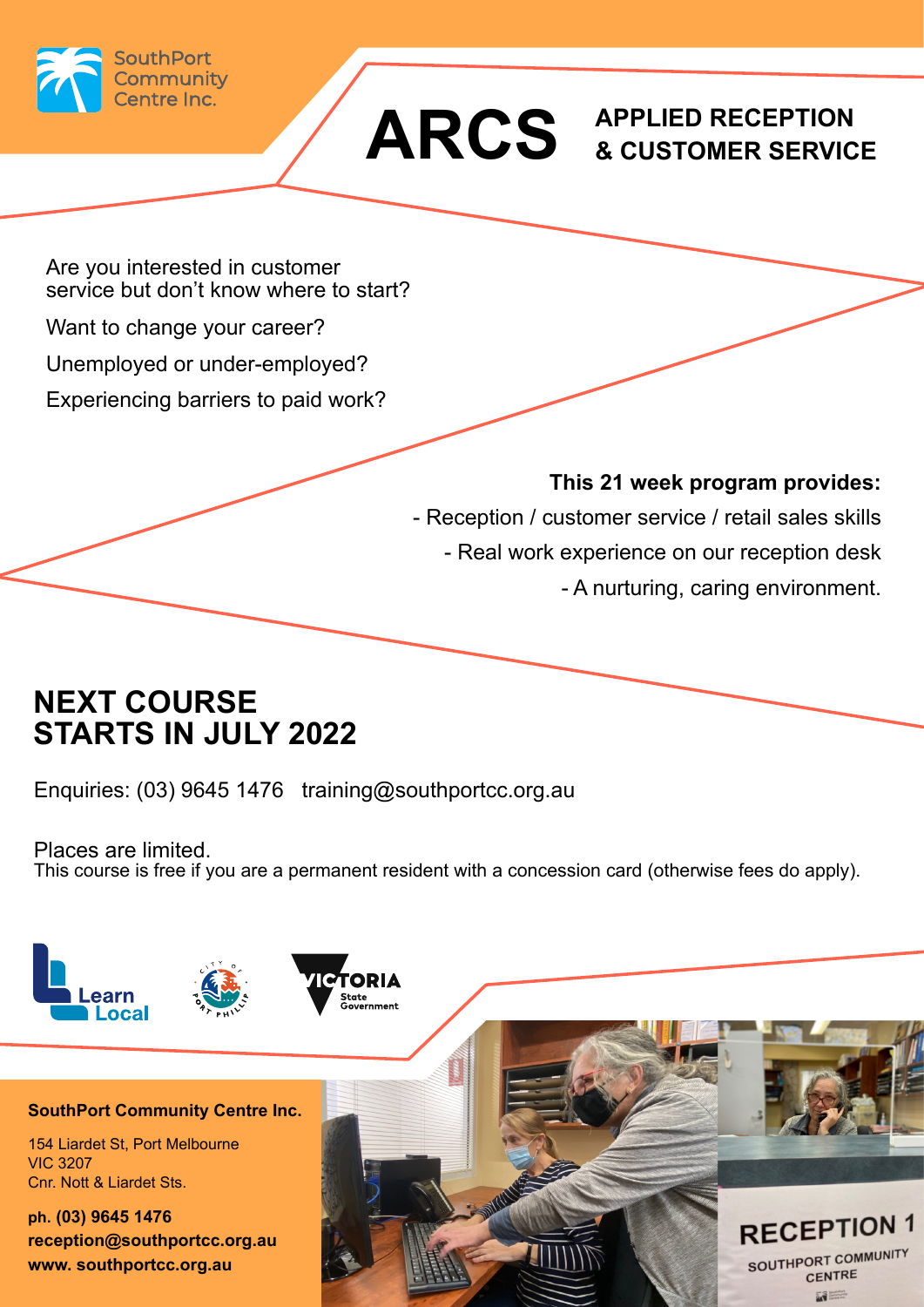SouthPort Community Centre Inc.

# ARCS

## APPLIED RECEPTION & CUSTOMER SERVICE

Are you interested in customer service but don't know where to start?

Want to change your career?

Unemployed or under-employed?

Experiencing barriers to paid work?

**This 21 week program provides:**

- Reception / customer service / retail sales skills
- Real work experience on our reception desk
- A nurturing, caring environment.

## NEXT COURSE STARTS IN JULY 2022

Enquiries: (03) 9645 1476   training@southportcc.org.au

Places are limited.
This course is free if you are a permanent resident with a concession card (otherwise fees do apply).

Learn Local

City of Port Phillip

Victoria State Government

**SouthPort Community Centre Inc.**

154 Liardet St, Port Melbourne
VIC 3207
Cnr. Nott & Liardet Sts.

**ph. (03) 9645 1476**
**reception@southportcc.org.au**
**www. southportcc.org.au**

RECEPTION 1
SOUTHPORT COMMUNITY CENTRE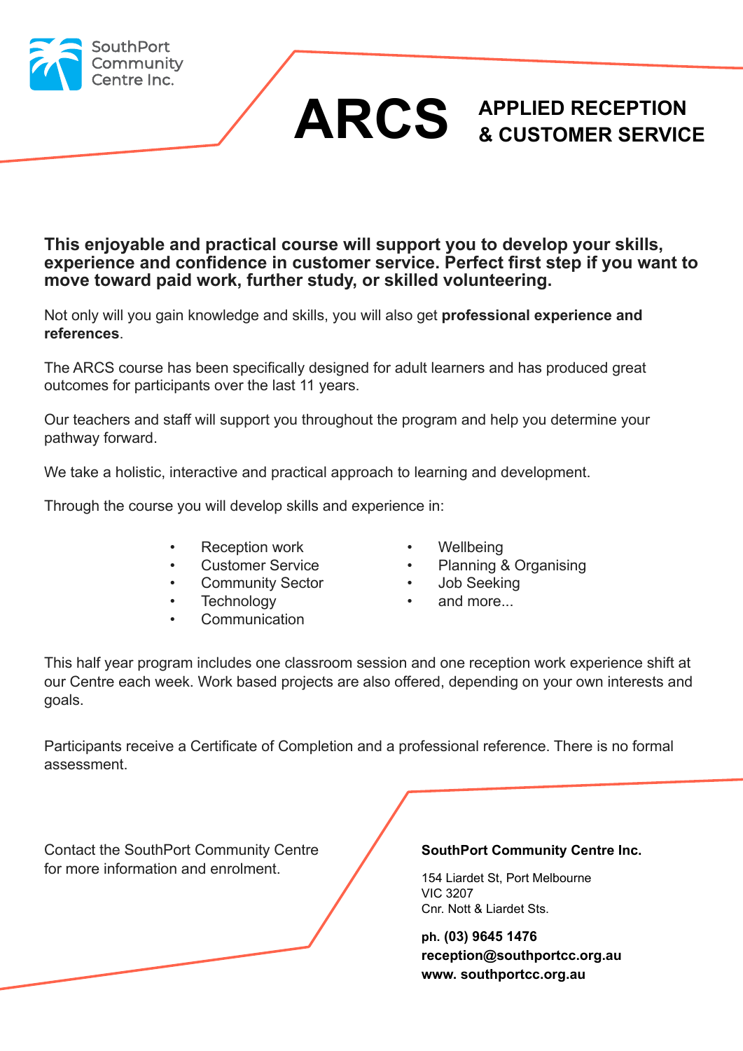SouthPort Community Centre Inc.

# ARCS APPLIED RECEPTION & CUSTOMER SERVICE

**This enjoyable and practical course will support you to develop your skills, experience and confidence in customer service. Perfect first step if you want to move toward paid work, further study, or skilled volunteering.**

Not only will you gain knowledge and skills, you will also get **professional experience and references**.

The ARCS course has been specifically designed for adult learners and has produced great outcomes for participants over the last 11 years.

Our teachers and staff will support you throughout the program and help you determine your pathway forward.

We take a holistic, interactive and practical approach to learning and development.

Through the course you will develop skills and experience in:

- Reception work
- Customer Service
- Community Sector
- Technology
- Communication
- Wellbeing
- Planning & Organising
- Job Seeking
- and more...

This half year program includes one classroom session and one reception work experience shift at our Centre each week. Work based projects are also offered, depending on your own interests and goals.

Participants receive a Certificate of Completion and a professional reference. There is no formal assessment.

Contact the SouthPort Community Centre for more information and enrolment.

**SouthPort Community Centre Inc.**

154 Liardet St, Port Melbourne
VIC 3207
Cnr. Nott & Liardet Sts.

**ph. (03) 9645 1476**
**reception@southportcc.org.au**
**www. southportcc.org.au**